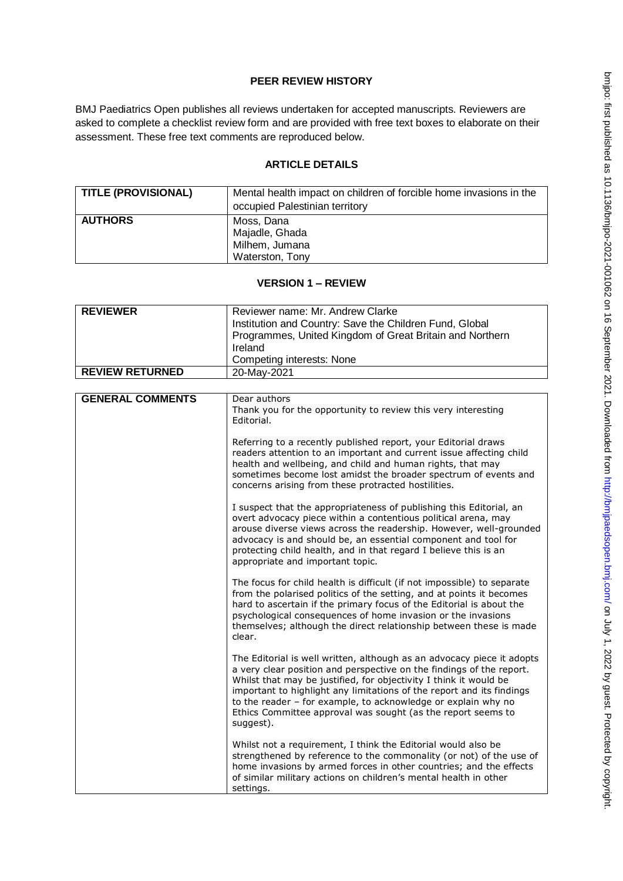## PEER REVIEW HISTORY

BMJ Paediatrics Open publishes all reviews undertaken for accepted manuscripts. Reviewers are asked to complete a checklist review form and are provided with free text boxes to elaborate on their assessment. These free text comments are reproduced below.

## ARTICLE DETAILS

| TITLE (PROVISIONAL) | Mental health impact on children of forcible home invasions in the occupied Palestinian territory |
|---|---|
| AUTHORS | Moss, Dana<br>Majadle, Ghada<br>Milhem, Jumana<br>Waterston, Tony |

## VERSION 1 – REVIEW

| REVIEWER | Reviewer name: Mr. Andrew Clarke<br>Institution and Country: Save the Children Fund, Global Programmes, United Kingdom of Great Britain and Northern Ireland<br>Competing interests: None |
|---|---|
| REVIEW RETURNED | 20-May-2021 |

| GENERAL COMMENTS | Dear authors<br>Thank you for the opportunity to review this very interesting Editorial.<br><br>Referring to a recently published report, your Editorial draws readers attention to an important and current issue affecting child health and wellbeing, and child and human rights, that may sometimes become lost amidst the broader spectrum of events and concerns arising from these protracted hostilities.<br><br>I suspect that the appropriateness of publishing this Editorial, an overt advocacy piece within a contentious political arena, may arouse diverse views across the readership. However, well-grounded advocacy is and should be, an essential component and tool for protecting child health, and in that regard I believe this is an appropriate and important topic.<br><br>The focus for child health is difficult (if not impossible) to separate from the polarised politics of the setting, and at points it becomes hard to ascertain if the primary focus of the Editorial is about the psychological consequences of home invasion or the invasions themselves; although the direct relationship between these is made clear.<br><br>The Editorial is well written, although as an advocacy piece it adopts a very clear position and perspective on the findings of the report. Whilst that may be justified, for objectivity I think it would be important to highlight any limitations of the report and its findings to the reader – for example, to acknowledge or explain why no Ethics Committee approval was sought (as the report seems to suggest).<br><br>Whilst not a requirement, I think the Editorial would also be strengthened by reference to the commonality (or not) of the use of home invasions by armed forces in other countries; and the effects of similar military actions on children's mental health in other settings. |
|---|---|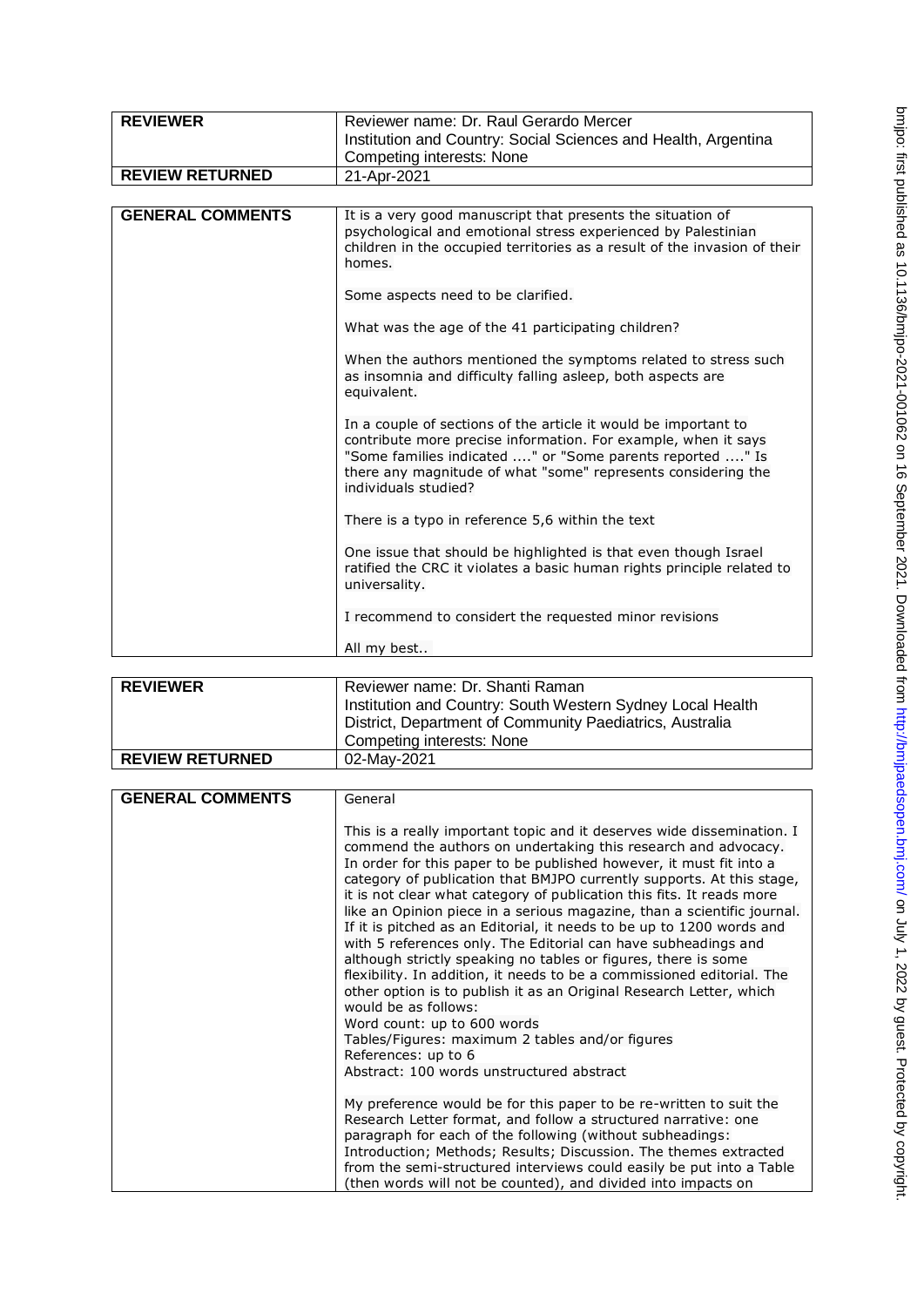| REVIEWER | Reviewer name: Dr. Raul Gerardo Mercer<br>Institution and Country: Social Sciences and Health, Argentina<br>Competing interests: None |
|---|---|
| REVIEW RETURNED | 21-Apr-2021 |

| GENERAL COMMENTS | It is a very good manuscript that presents the situation of psychological and emotional stress experienced by Palestinian children in the occupied territories as a result of the invasion of their homes.<br><br>Some aspects need to be clarified.<br><br>What was the age of the 41 participating children?<br><br>When the authors mentioned the symptoms related to stress such as insomnia and difficulty falling asleep, both aspects are equivalent.<br><br>In a couple of sections of the article it would be important to contribute more precise information. For example, when it says "Some families indicated ...." or "Some parents reported ...." Is there any magnitude of what "some" represents considering the individuals studied?<br><br>There is a typo in reference 5,6 within the text<br><br>One issue that should be highlighted is that even though Israel ratified the CRC it violates a basic human rights principle related to universality.<br><br>I recommend to considert the requested minor revisions<br><br>All my best.. |
|---|---|

| REVIEWER | Reviewer name: Dr. Shanti Raman<br>Institution and Country: South Western Sydney Local Health District, Department of Community Paediatrics, Australia<br>Competing interests: None |
|---|---|
| REVIEW RETURNED | 02-May-2021 |

| GENERAL COMMENTS | General<br><br>This is a really important topic and it deserves wide dissemination. I commend the authors on undertaking this research and advocacy. In order for this paper to be published however, it must fit into a category of publication that BMJPO currently supports. At this stage, it is not clear what category of publication this fits. It reads more like an Opinion piece in a serious magazine, than a scientific journal. If it is pitched as an Editorial, it needs to be up to 1200 words and with 5 references only. The Editorial can have subheadings and although strictly speaking no tables or figures, there is some flexibility. In addition, it needs to be a commissioned editorial. The other option is to publish it as an Original Research Letter, which would be as follows:<br>Word count: up to 600 words<br>Tables/Figures: maximum 2 tables and/or figures<br>References: up to 6<br>Abstract: 100 words unstructured abstract<br><br>My preference would be for this paper to be re-written to suit the Research Letter format, and follow a structured narrative: one paragraph for each of the following (without subheadings: Introduction; Methods; Results; Discussion. The themes extracted from the semi-structured interviews could easily be put into a Table (then words will not be counted), and divided into impacts on |
|---|---|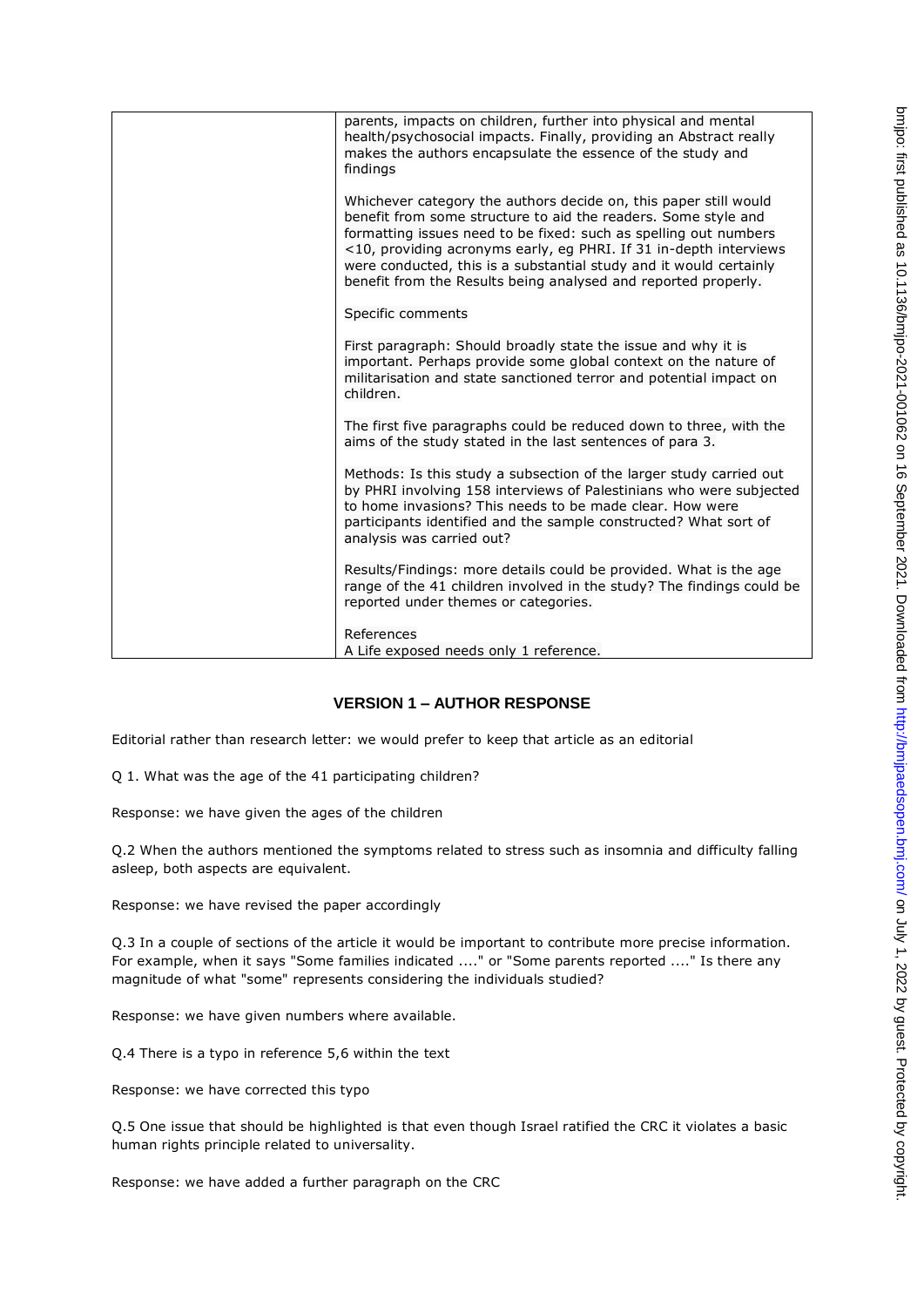| | parents, impacts on children, further into physical and mental health/psychosocial impacts. Finally, providing an Abstract really makes the authors encapsulate the essence of the study and findings<br><br>Whichever category the authors decide on, this paper still would benefit from some structure to aid the readers. Some style and formatting issues need to be fixed: such as spelling out numbers <10, providing acronyms early, eg PHRI. If 31 in-depth interviews were conducted, this is a substantial study and it would certainly benefit from the Results being analysed and reported properly.<br><br>Specific comments<br><br>First paragraph: Should broadly state the issue and why it is important. Perhaps provide some global context on the nature of militarisation and state sanctioned terror and potential impact on children.<br><br>The first five paragraphs could be reduced down to three, with the aims of the study stated in the last sentences of para 3.<br><br>Methods: Is this study a subsection of the larger study carried out by PHRI involving 158 interviews of Palestinians who were subjected to home invasions? This needs to be made clear. How were participants identified and the sample constructed? What sort of analysis was carried out?<br><br>Results/Findings: more details could be provided. What is the age range of the 41 children involved in the study? The findings could be reported under themes or categories.<br><br>References<br>A Life exposed needs only 1 reference. |
|---|---|

## VERSION 1 – AUTHOR RESPONSE

Editorial rather than research letter: we would prefer to keep that article as an editorial

Q 1. What was the age of the 41 participating children?

Response: we have given the ages of the children

Q.2 When the authors mentioned the symptoms related to stress such as insomnia and difficulty falling asleep, both aspects are equivalent.

Response: we have revised the paper accordingly

Q.3 In a couple of sections of the article it would be important to contribute more precise information. For example, when it says "Some families indicated ...." or "Some parents reported ...." Is there any magnitude of what "some" represents considering the individuals studied?

Response: we have given numbers where available.

Q.4 There is a typo in reference 5,6 within the text

Response: we have corrected this typo

Q.5 One issue that should be highlighted is that even though Israel ratified the CRC it violates a basic human rights principle related to universality.

Response: we have added a further paragraph on the CRC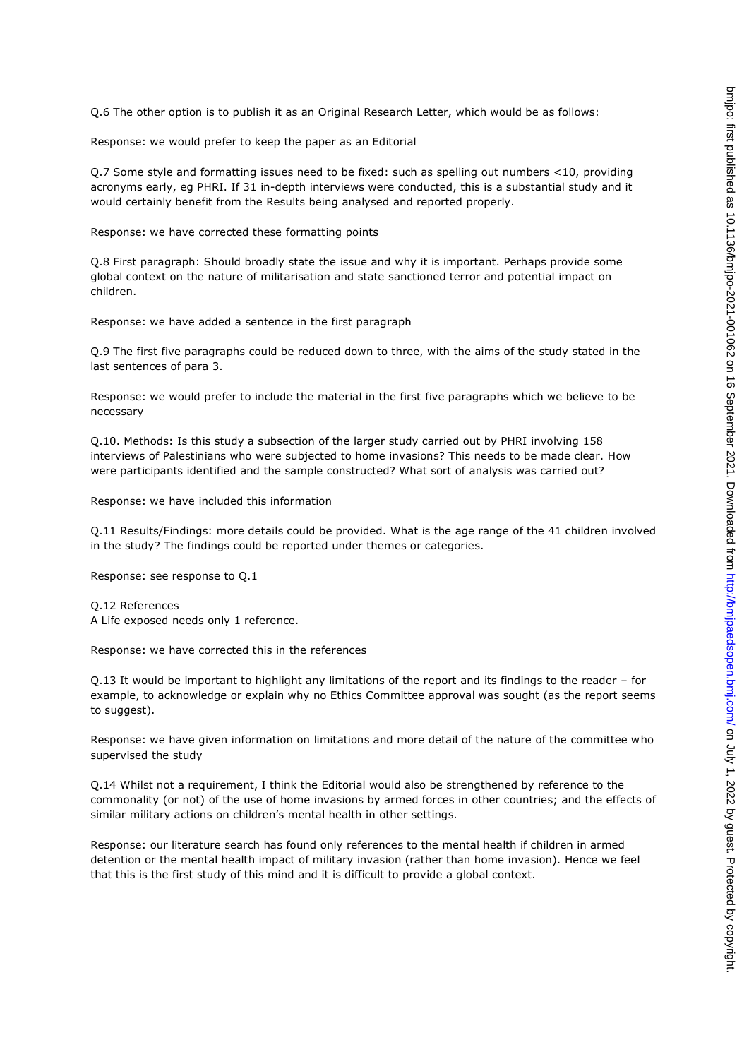Q.6 The other option is to publish it as an Original Research Letter, which would be as follows:

Response: we would prefer to keep the paper as an Editorial

Q.7 Some style and formatting issues need to be fixed: such as spelling out numbers <10, providing acronyms early, eg PHRI. If 31 in-depth interviews were conducted, this is a substantial study and it would certainly benefit from the Results being analysed and reported properly.

Response: we have corrected these formatting points

Q.8 First paragraph: Should broadly state the issue and why it is important. Perhaps provide some global context on the nature of militarisation and state sanctioned terror and potential impact on children.

Response: we have added a sentence in the first paragraph

Q.9 The first five paragraphs could be reduced down to three, with the aims of the study stated in the last sentences of para 3.

Response: we would prefer to include the material in the first five paragraphs which we believe to be necessary

Q.10. Methods: Is this study a subsection of the larger study carried out by PHRI involving 158 interviews of Palestinians who were subjected to home invasions? This needs to be made clear. How were participants identified and the sample constructed? What sort of analysis was carried out?

Response: we have included this information

Q.11 Results/Findings: more details could be provided. What is the age range of the 41 children involved in the study? The findings could be reported under themes or categories.

Response: see response to Q.1

Q.12 References
A Life exposed needs only 1 reference.

Response: we have corrected this in the references

Q.13 It would be important to highlight any limitations of the report and its findings to the reader – for example, to acknowledge or explain why no Ethics Committee approval was sought (as the report seems to suggest).

Response: we have given information on limitations and more detail of the nature of the committee who supervised the study

Q.14 Whilst not a requirement, I think the Editorial would also be strengthened by reference to the commonality (or not) of the use of home invasions by armed forces in other countries; and the effects of similar military actions on children's mental health in other settings.

Response: our literature search has found only references to the mental health if children in armed detention or the mental health impact of military invasion (rather than home invasion). Hence we feel that this is the first study of this mind and it is difficult to provide a global context.